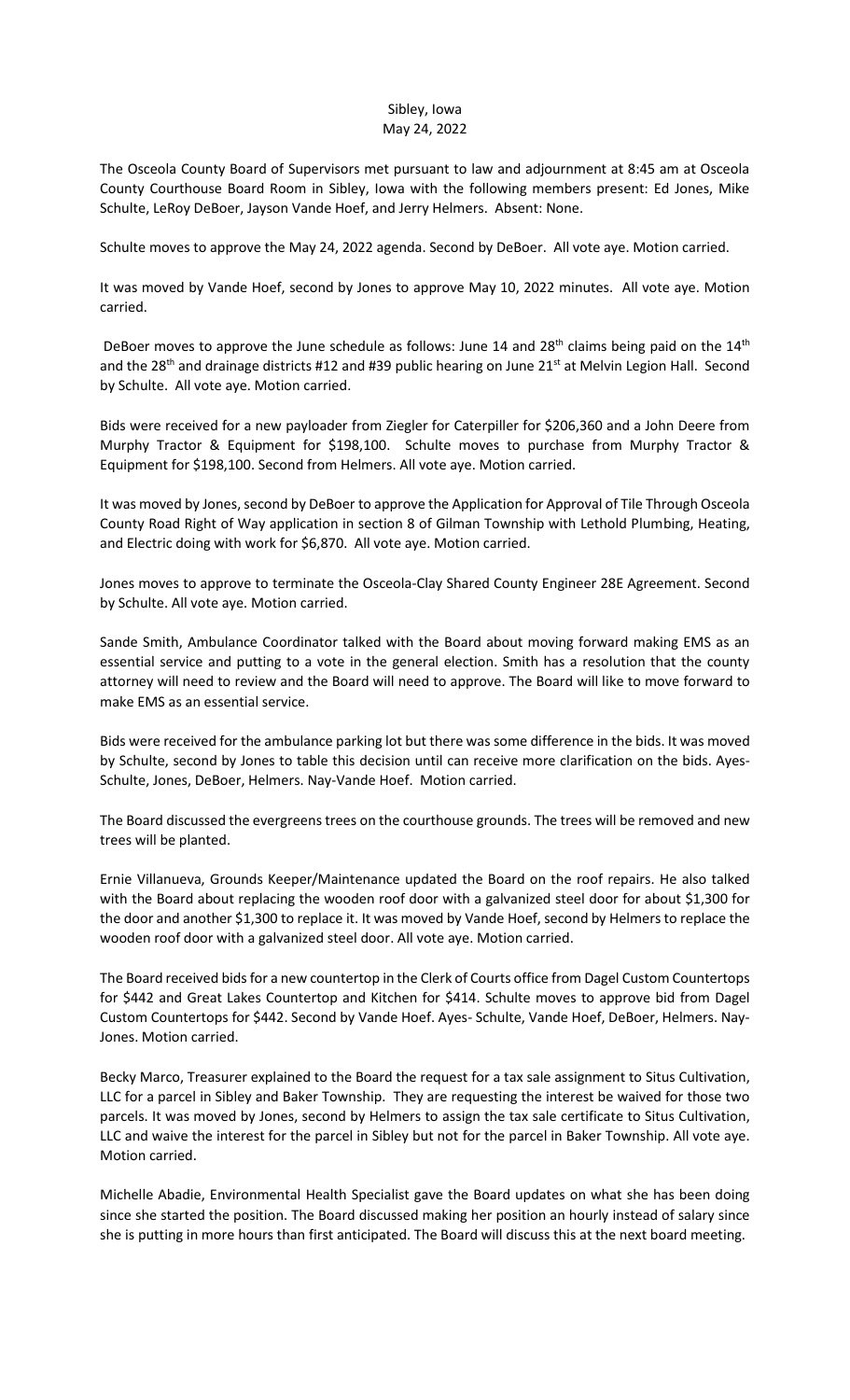Sibley, Iowa
May 24, 2022

The Osceola County Board of Supervisors met pursuant to law and adjournment at 8:45 am at Osceola County Courthouse Board Room in Sibley, Iowa with the following members present: Ed Jones, Mike Schulte, LeRoy DeBoer, Jayson Vande Hoef, and Jerry Helmers. Absent: None.

Schulte moves to approve the May 24, 2022 agenda. Second by DeBoer. All vote aye. Motion carried.

It was moved by Vande Hoef, second by Jones to approve May 10, 2022 minutes. All vote aye. Motion carried.

DeBoer moves to approve the June schedule as follows: June 14 and 28th claims being paid on the 14th and the 28th and drainage districts #12 and #39 public hearing on June 21st at Melvin Legion Hall. Second by Schulte. All vote aye. Motion carried.

Bids were received for a new payloader from Ziegler for Caterpiller for $206,360 and a John Deere from Murphy Tractor & Equipment for $198,100. Schulte moves to purchase from Murphy Tractor & Equipment for $198,100. Second from Helmers. All vote aye. Motion carried.

It was moved by Jones, second by DeBoer to approve the Application for Approval of Tile Through Osceola County Road Right of Way application in section 8 of Gilman Township with Lethold Plumbing, Heating, and Electric doing with work for $6,870. All vote aye. Motion carried.

Jones moves to approve to terminate the Osceola-Clay Shared County Engineer 28E Agreement. Second by Schulte. All vote aye. Motion carried.

Sande Smith, Ambulance Coordinator talked with the Board about moving forward making EMS as an essential service and putting to a vote in the general election. Smith has a resolution that the county attorney will need to review and the Board will need to approve. The Board will like to move forward to make EMS as an essential service.

Bids were received for the ambulance parking lot but there was some difference in the bids. It was moved by Schulte, second by Jones to table this decision until can receive more clarification on the bids. Ayes-Schulte, Jones, DeBoer, Helmers. Nay-Vande Hoef. Motion carried.

The Board discussed the evergreens trees on the courthouse grounds. The trees will be removed and new trees will be planted.

Ernie Villanueva, Grounds Keeper/Maintenance updated the Board on the roof repairs. He also talked with the Board about replacing the wooden roof door with a galvanized steel door for about $1,300 for the door and another $1,300 to replace it. It was moved by Vande Hoef, second by Helmers to replace the wooden roof door with a galvanized steel door. All vote aye. Motion carried.

The Board received bids for a new countertop in the Clerk of Courts office from Dagel Custom Countertops for $442 and Great Lakes Countertop and Kitchen for $414. Schulte moves to approve bid from Dagel Custom Countertops for $442. Second by Vande Hoef. Ayes- Schulte, Vande Hoef, DeBoer, Helmers. Nay-Jones. Motion carried.

Becky Marco, Treasurer explained to the Board the request for a tax sale assignment to Situs Cultivation, LLC for a parcel in Sibley and Baker Township. They are requesting the interest be waived for those two parcels. It was moved by Jones, second by Helmers to assign the tax sale certificate to Situs Cultivation, LLC and waive the interest for the parcel in Sibley but not for the parcel in Baker Township. All vote aye. Motion carried.

Michelle Abadie, Environmental Health Specialist gave the Board updates on what she has been doing since she started the position. The Board discussed making her position an hourly instead of salary since she is putting in more hours than first anticipated. The Board will discuss this at the next board meeting.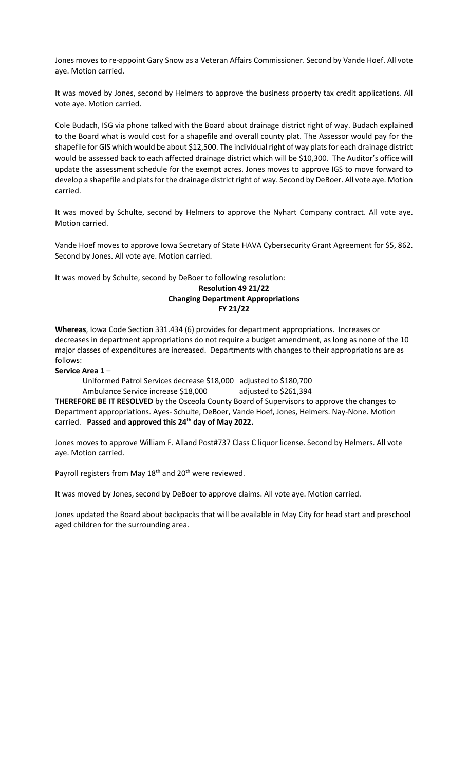Jones moves to re-appoint Gary Snow as a Veteran Affairs Commissioner. Second by Vande Hoef. All vote aye. Motion carried.

It was moved by Jones, second by Helmers to approve the business property tax credit applications. All vote aye. Motion carried.

Cole Budach, ISG via phone talked with the Board about drainage district right of way. Budach explained to the Board what is would cost for a shapefile and overall county plat. The Assessor would pay for the shapefile for GIS which would be about $12,500. The individual right of way plats for each drainage district would be assessed back to each affected drainage district which will be $10,300. The Auditor's office will update the assessment schedule for the exempt acres. Jones moves to approve IGS to move forward to develop a shapefile and plats for the drainage district right of way. Second by DeBoer. All vote aye. Motion carried.

It was moved by Schulte, second by Helmers to approve the Nyhart Company contract. All vote aye. Motion carried.

Vande Hoef moves to approve Iowa Secretary of State HAVA Cybersecurity Grant Agreement for $5, 862. Second by Jones. All vote aye. Motion carried.

It was moved by Schulte, second by DeBoer to following resolution:

**Resolution 49 21/22**
**Changing Department Appropriations**
**FY 21/22**

**Whereas**, Iowa Code Section 331.434 (6) provides for department appropriations. Increases or decreases in department appropriations do not require a budget amendment, as long as none of the 10 major classes of expenditures are increased. Departments with changes to their appropriations are as follows:

**Service Area 1** –

Uniformed Patrol Services decrease $18,000 adjusted to $180,700
Ambulance Service increase $18,000 adjusted to $261,394

**THEREFORE BE IT RESOLVED** by the Osceola County Board of Supervisors to approve the changes to Department appropriations. Ayes- Schulte, DeBoer, Vande Hoef, Jones, Helmers. Nay-None. Motion carried. **Passed and approved this 24th day of May 2022.**

Jones moves to approve William F. Alland Post#737 Class C liquor license. Second by Helmers. All vote aye. Motion carried.

Payroll registers from May 18th and 20th were reviewed.

It was moved by Jones, second by DeBoer to approve claims. All vote aye. Motion carried.

Jones updated the Board about backpacks that will be available in May City for head start and preschool aged children for the surrounding area.